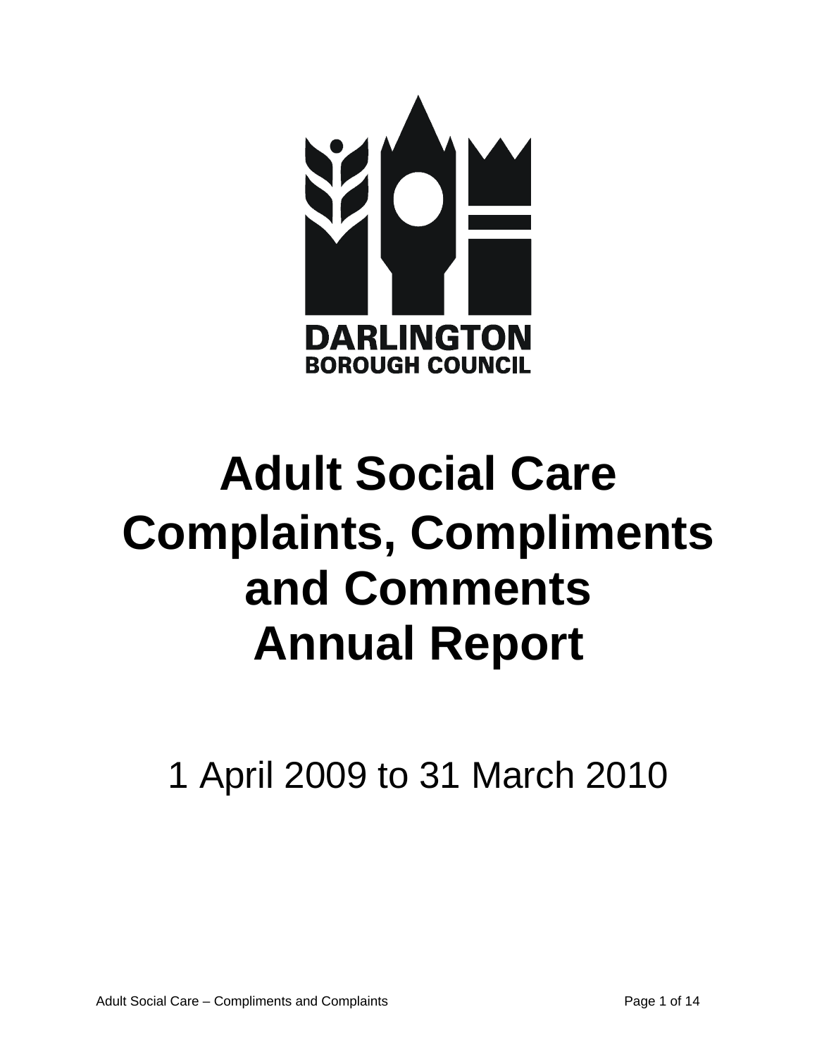DARLINGTON
BOROUGH COUNCIL

# Adult Social Care Complaints, Compliments and Comments Annual Report

1 April 2009 to 31 March 2010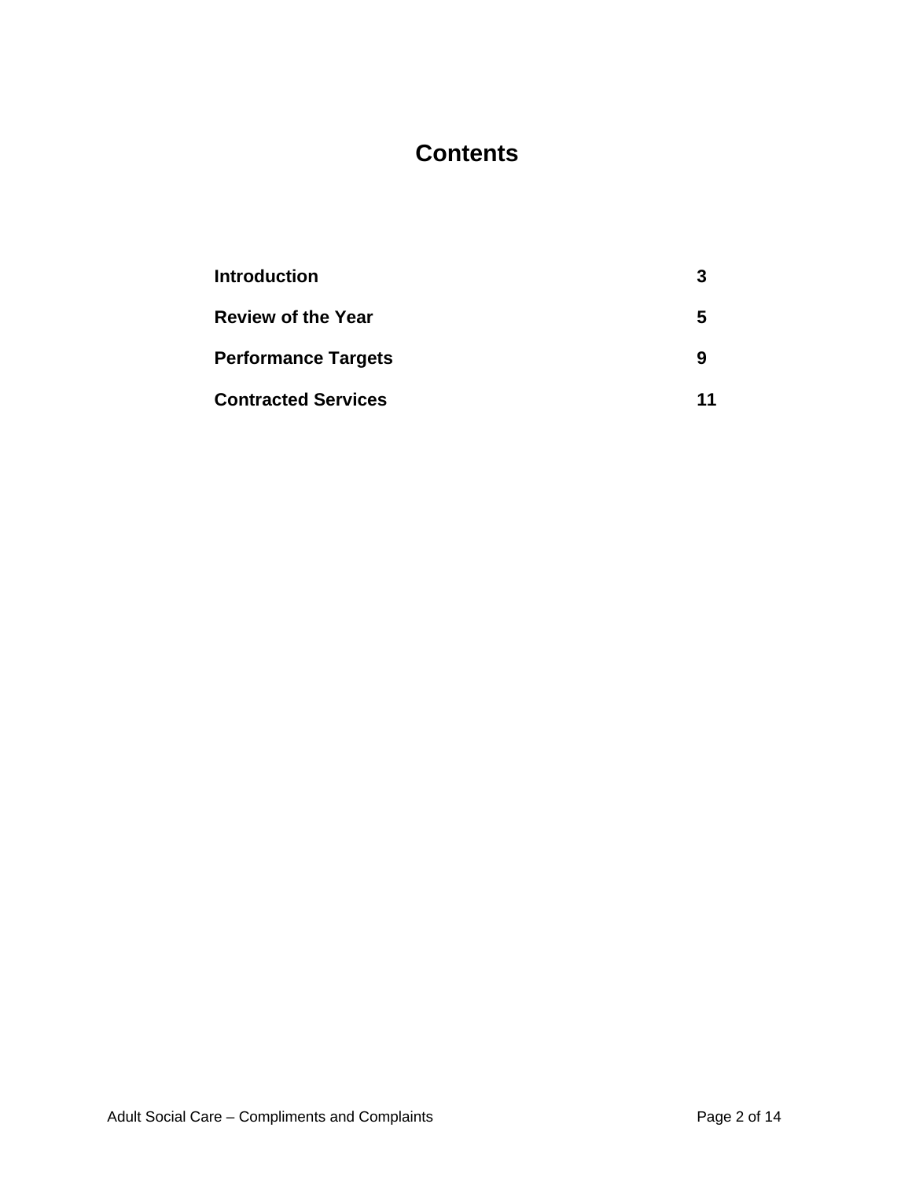# Contents

| | |
|---|---|
| **Introduction** | **3** |
| **Review of the Year** | **5** |
| **Performance Targets** | **9** |
| **Contracted Services** | **11** |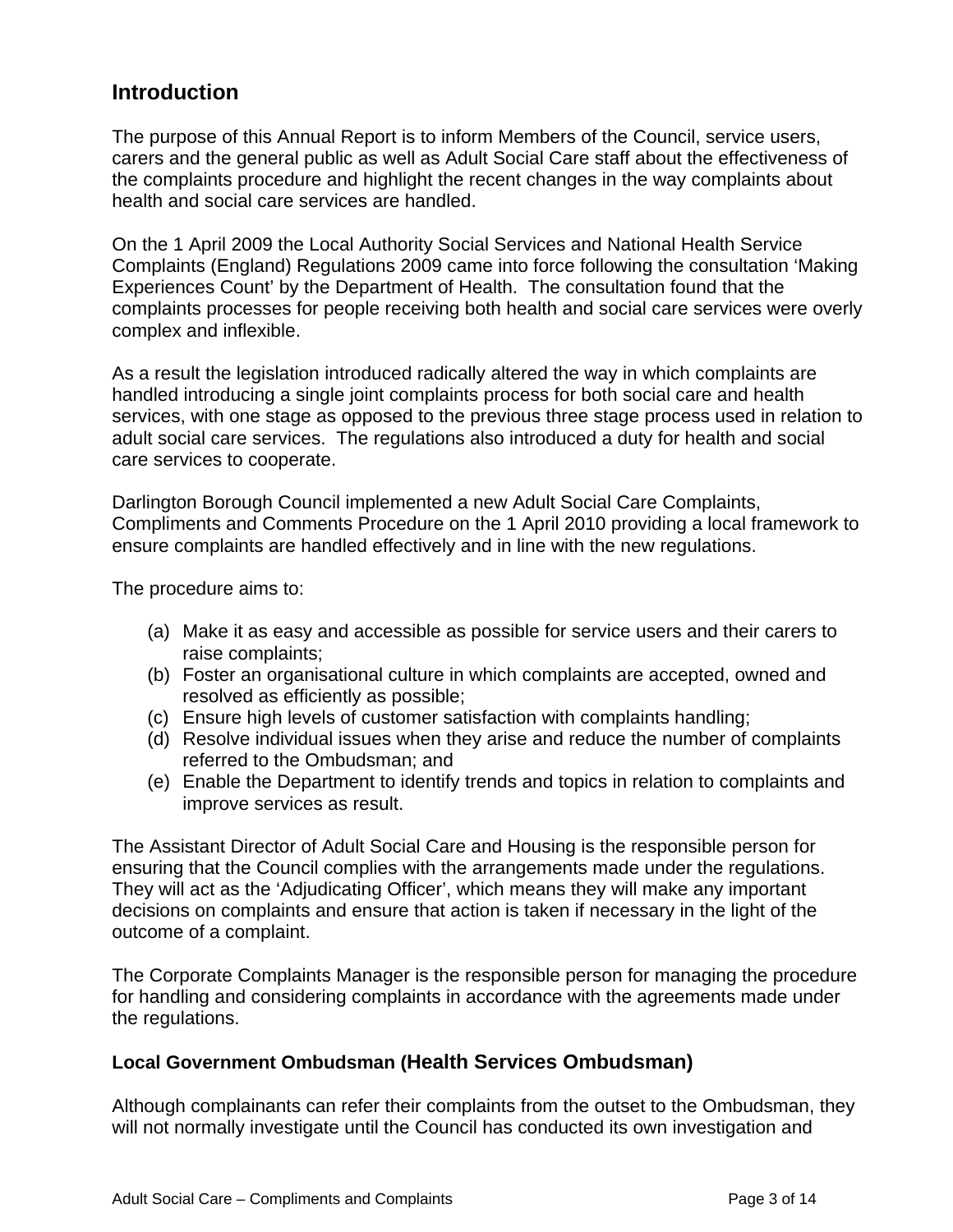## Introduction

The purpose of this Annual Report is to inform Members of the Council, service users, carers and the general public as well as Adult Social Care staff about the effectiveness of the complaints procedure and highlight the recent changes in the way complaints about health and social care services are handled.

On the 1 April 2009 the Local Authority Social Services and National Health Service Complaints (England) Regulations 2009 came into force following the consultation 'Making Experiences Count' by the Department of Health. The consultation found that the complaints processes for people receiving both health and social care services were overly complex and inflexible.

As a result the legislation introduced radically altered the way in which complaints are handled introducing a single joint complaints process for both social care and health services, with one stage as opposed to the previous three stage process used in relation to adult social care services. The regulations also introduced a duty for health and social care services to cooperate.

Darlington Borough Council implemented a new Adult Social Care Complaints, Compliments and Comments Procedure on the 1 April 2010 providing a local framework to ensure complaints are handled effectively and in line with the new regulations.

The procedure aims to:

(a) Make it as easy and accessible as possible for service users and their carers to raise complaints;
(b) Foster an organisational culture in which complaints are accepted, owned and resolved as efficiently as possible;
(c) Ensure high levels of customer satisfaction with complaints handling;
(d) Resolve individual issues when they arise and reduce the number of complaints referred to the Ombudsman; and
(e) Enable the Department to identify trends and topics in relation to complaints and improve services as result.

The Assistant Director of Adult Social Care and Housing is the responsible person for ensuring that the Council complies with the arrangements made under the regulations. They will act as the 'Adjudicating Officer', which means they will make any important decisions on complaints and ensure that action is taken if necessary in the light of the outcome of a complaint.

The Corporate Complaints Manager is the responsible person for managing the procedure for handling and considering complaints in accordance with the agreements made under the regulations.

### Local Government Ombudsman (Health Services Ombudsman)

Although complainants can refer their complaints from the outset to the Ombudsman, they will not normally investigate until the Council has conducted its own investigation and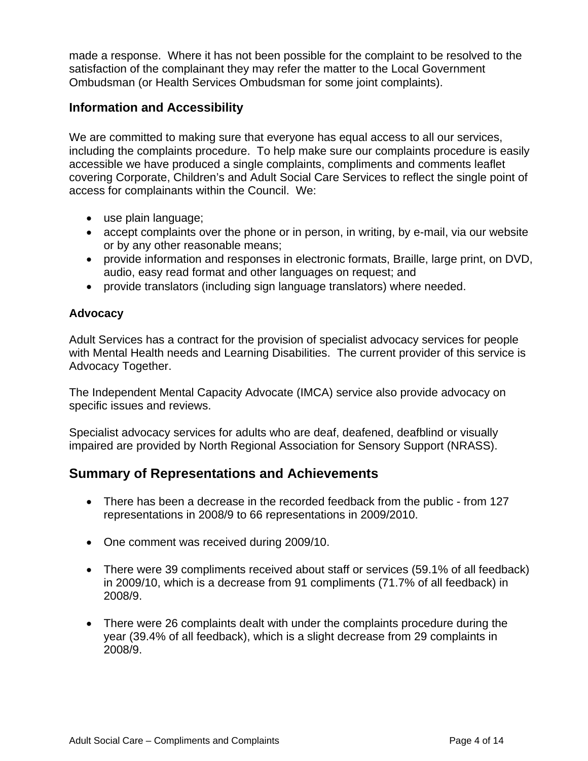made a response. Where it has not been possible for the complaint to be resolved to the satisfaction of the complainant they may refer the matter to the Local Government Ombudsman (or Health Services Ombudsman for some joint complaints).

## Information and Accessibility

We are committed to making sure that everyone has equal access to all our services, including the complaints procedure. To help make sure our complaints procedure is easily accessible we have produced a single complaints, compliments and comments leaflet covering Corporate, Children's and Adult Social Care Services to reflect the single point of access for complainants within the Council. We:

- use plain language;
- accept complaints over the phone or in person, in writing, by e-mail, via our website or by any other reasonable means;
- provide information and responses in electronic formats, Braille, large print, on DVD, audio, easy read format and other languages on request; and
- provide translators (including sign language translators) where needed.

### Advocacy

Adult Services has a contract for the provision of specialist advocacy services for people with Mental Health needs and Learning Disabilities. The current provider of this service is Advocacy Together.

The Independent Mental Capacity Advocate (IMCA) service also provide advocacy on specific issues and reviews.

Specialist advocacy services for adults who are deaf, deafened, deafblind or visually impaired are provided by North Regional Association for Sensory Support (NRASS).

## Summary of Representations and Achievements

- There has been a decrease in the recorded feedback from the public - from 127 representations in 2008/9 to 66 representations in 2009/2010.

- One comment was received during 2009/10.

- There were 39 compliments received about staff or services (59.1% of all feedback) in 2009/10, which is a decrease from 91 compliments (71.7% of all feedback) in 2008/9.

- There were 26 complaints dealt with under the complaints procedure during the year (39.4% of all feedback), which is a slight decrease from 29 complaints in 2008/9.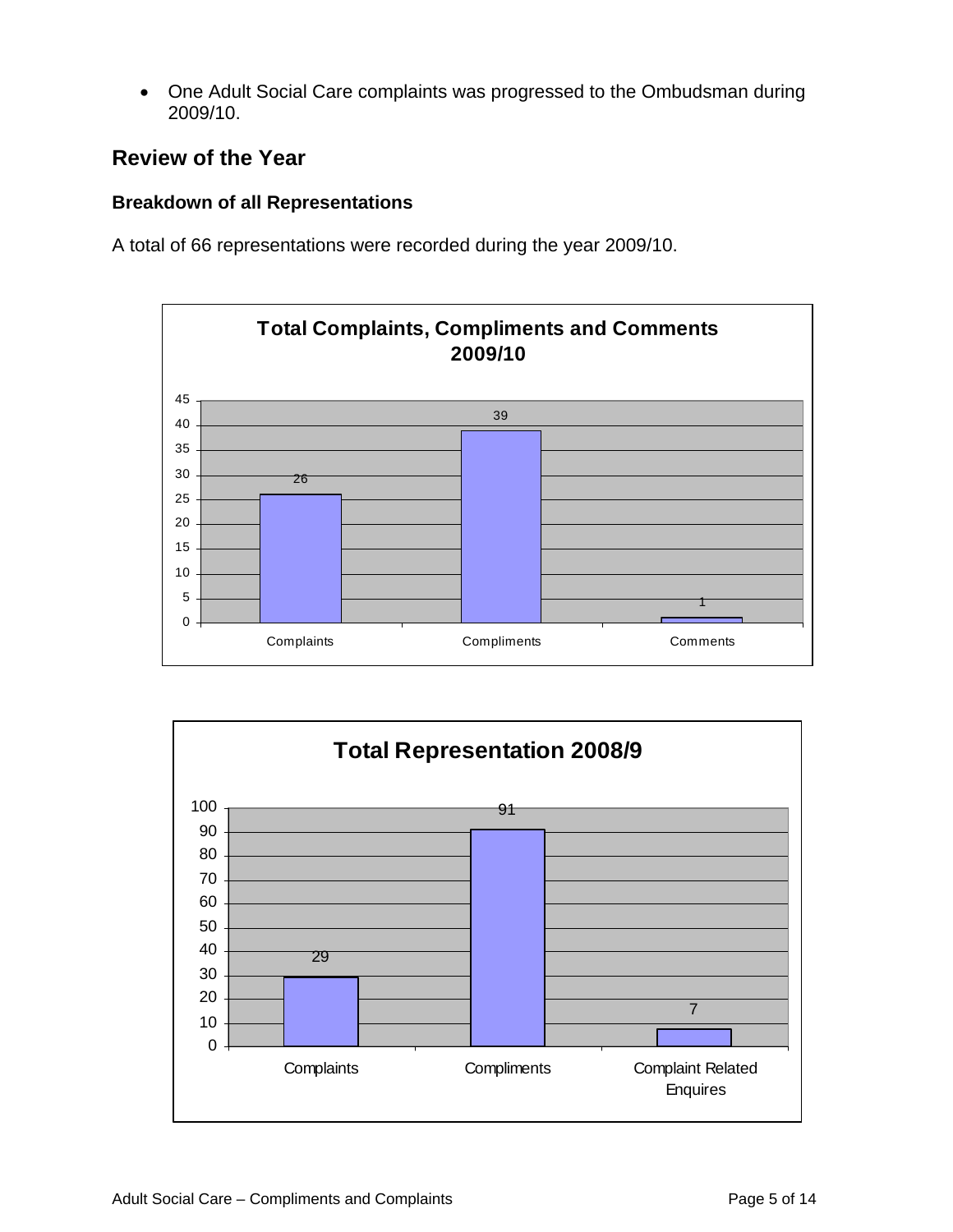- One Adult Social Care complaints was progressed to the Ombudsman during 2009/10.

## Review of the Year

### Breakdown of all Representations

A total of 66 representations were recorded during the year 2009/10.

**Total Complaints, Compliments and Comments 2009/10**

| Category | Number |
| --- | --- |
| Complaints | 26 |
| Compliments | 39 |
| Comments | 1 |

**Total Representation 2008/9**

| Category | Number |
| --- | --- |
| Complaints | 29 |
| Compliments | 91 |
| Complaint Related Enquires | 7 |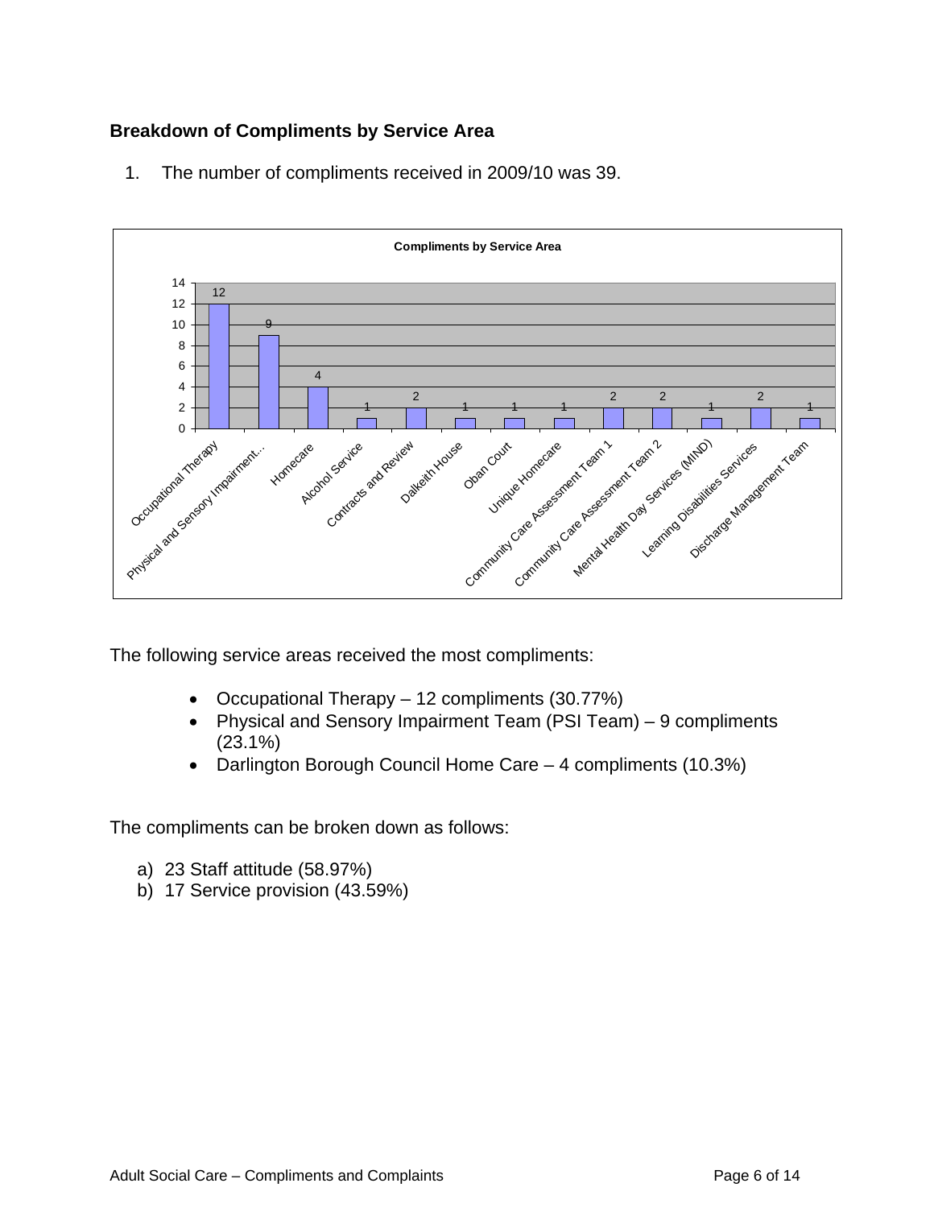### Breakdown of Compliments by Service Area

1. The number of compliments received in 2009/10 was 39.

**Compliments by Service Area**

| Service Area | Compliments |
|---|---|
| Occupational Therapy | 12 |
| Physical and Sensory Impairment... | 9 |
| Homecare | 4 |
| Alcohol Service | 1 |
| Contracts and Review | 2 |
| Dalkeith House | 1 |
| Oban Court | 1 |
| Unique Homecare | 1 |
| Community Care Assessment Team 1 | 2 |
| Community Care Assessment Team 2 | 2 |
| Mental Health Day Services (MIND) | 1 |
| Learning Disabilities Services | 2 |
| Discharge Management Team | 1 |

The following service areas received the most compliments:

- Occupational Therapy – 12 compliments (30.77%)
- Physical and Sensory Impairment Team (PSI Team) – 9 compliments (23.1%)
- Darlington Borough Council Home Care – 4 compliments (10.3%)

The compliments can be broken down as follows:

a) 23 Staff attitude (58.97%)
b) 17 Service provision (43.59%)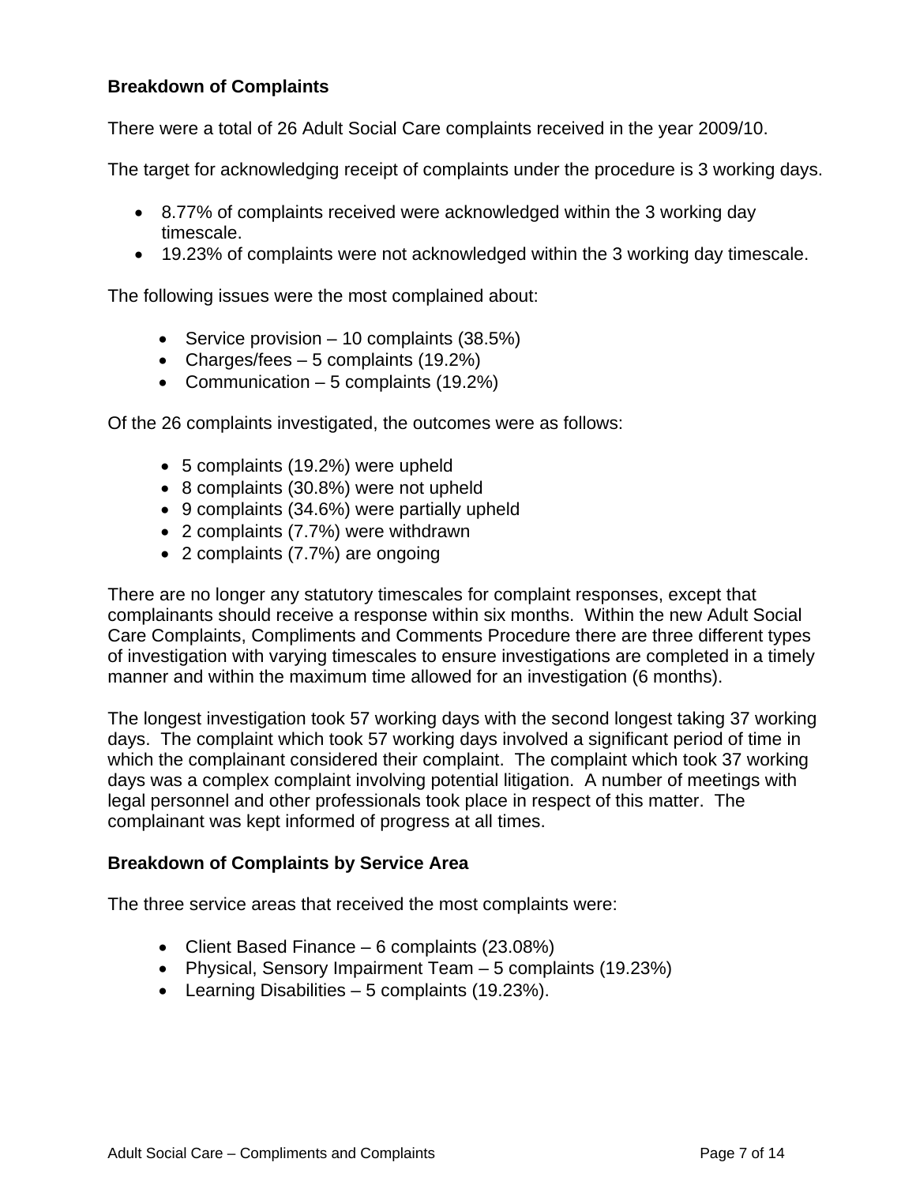**Breakdown of Complaints**

There were a total of 26 Adult Social Care complaints received in the year 2009/10.

The target for acknowledging receipt of complaints under the procedure is 3 working days.

- 8.77% of complaints received were acknowledged within the 3 working day timescale.
- 19.23% of complaints were not acknowledged within the 3 working day timescale.

The following issues were the most complained about:

- Service provision – 10 complaints (38.5%)
- Charges/fees – 5 complaints (19.2%)
- Communication – 5 complaints (19.2%)

Of the 26 complaints investigated, the outcomes were as follows:

- 5 complaints (19.2%) were upheld
- 8 complaints (30.8%) were not upheld
- 9 complaints (34.6%) were partially upheld
- 2 complaints (7.7%) were withdrawn
- 2 complaints (7.7%) are ongoing

There are no longer any statutory timescales for complaint responses, except that complainants should receive a response within six months. Within the new Adult Social Care Complaints, Compliments and Comments Procedure there are three different types of investigation with varying timescales to ensure investigations are completed in a timely manner and within the maximum time allowed for an investigation (6 months).

The longest investigation took 57 working days with the second longest taking 37 working days. The complaint which took 57 working days involved a significant period of time in which the complainant considered their complaint. The complaint which took 37 working days was a complex complaint involving potential litigation. A number of meetings with legal personnel and other professionals took place in respect of this matter. The complainant was kept informed of progress at all times.

**Breakdown of Complaints by Service Area**

The three service areas that received the most complaints were:

- Client Based Finance – 6 complaints (23.08%)
- Physical, Sensory Impairment Team – 5 complaints (19.23%)
- Learning Disabilities – 5 complaints (19.23%).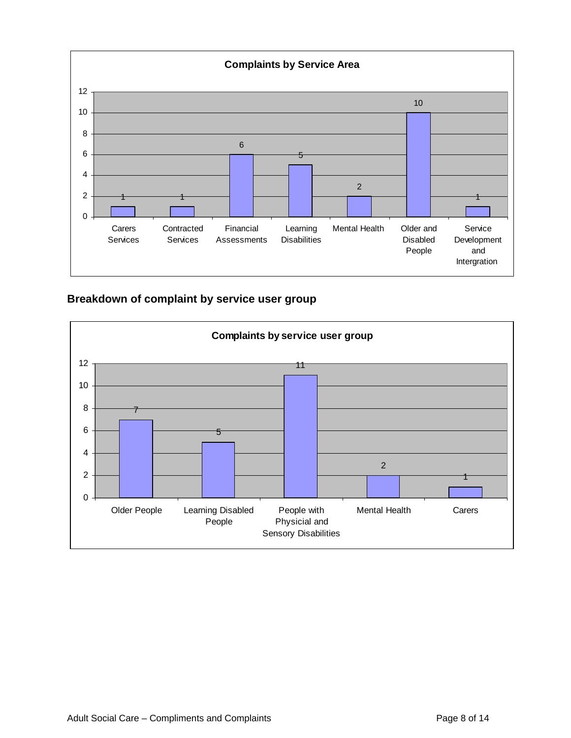**Complaints by Service Area**

| Service Area | Complaints |
|---|---|
| Carers Services | 1 |
| Contracted Services | 1 |
| Financial Assessments | 6 |
| Learning Disabilities | 5 |
| Mental Health | 2 |
| Older and Disabled People | 10 |
| Service Development and Intergration | 1 |

## Breakdown of complaint by service user group

**Complaints by service user group**

| Service user group | Complaints |
|---|---|
| Older People | 7 |
| Learning Disabled People | 5 |
| People with Physicial and Sensory Disabilities | 11 |
| Mental Health | 2 |
| Carers | 1 |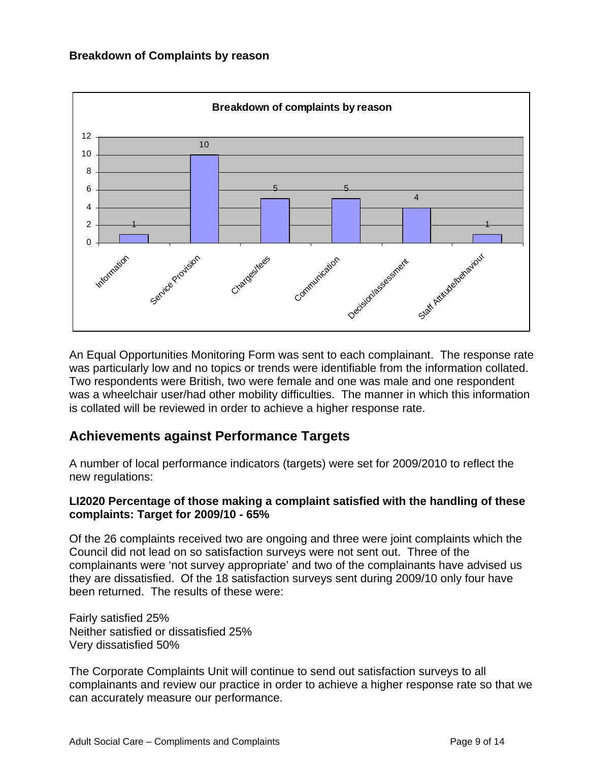**Breakdown of Complaints by reason**

| Reason | Number of complaints |
| --- | --- |
| Information | 1 |
| Service Provision | 10 |
| Charges/fees | 5 |
| Communication | 5 |
| Decision/assessment | 4 |
| Staff Attitude/behaviour | 1 |

An Equal Opportunities Monitoring Form was sent to each complainant. The response rate was particularly low and no topics or trends were identifiable from the information collated. Two respondents were British, two were female and one was male and one respondent was a wheelchair user/had other mobility difficulties. The manner in which this information is collated will be reviewed in order to achieve a higher response rate.

## Achievements against Performance Targets

A number of local performance indicators (targets) were set for 2009/2010 to reflect the new regulations:

**LI2020 Percentage of those making a complaint satisfied with the handling of these complaints: Target for 2009/10 - 65%**

Of the 26 complaints received two are ongoing and three were joint complaints which the Council did not lead on so satisfaction surveys were not sent out. Three of the complainants were 'not survey appropriate' and two of the complainants have advised us they are dissatisfied. Of the 18 satisfaction surveys sent during 2009/10 only four have been returned. The results of these were:

Fairly satisfied 25%
Neither satisfied or dissatisfied 25%
Very dissatisfied 50%

The Corporate Complaints Unit will continue to send out satisfaction surveys to all complainants and review our practice in order to achieve a higher response rate so that we can accurately measure our performance.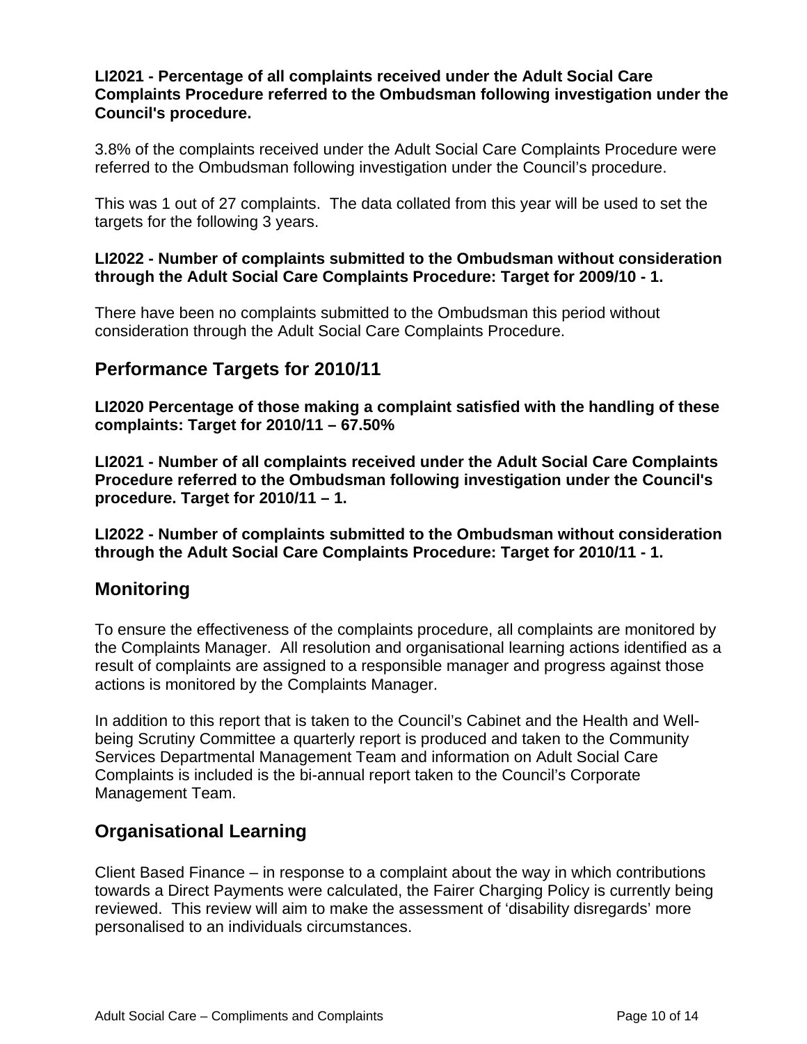**LI2021 - Percentage of all complaints received under the Adult Social Care Complaints Procedure referred to the Ombudsman following investigation under the Council's procedure.**

3.8% of the complaints received under the Adult Social Care Complaints Procedure were referred to the Ombudsman following investigation under the Council's procedure.

This was 1 out of 27 complaints. The data collated from this year will be used to set the targets for the following 3 years.

**LI2022 - Number of complaints submitted to the Ombudsman without consideration through the Adult Social Care Complaints Procedure: Target for 2009/10 - 1.**

There have been no complaints submitted to the Ombudsman this period without consideration through the Adult Social Care Complaints Procedure.

## Performance Targets for 2010/11

**LI2020 Percentage of those making a complaint satisfied with the handling of these complaints: Target for 2010/11 – 67.50%**

**LI2021 - Number of all complaints received under the Adult Social Care Complaints Procedure referred to the Ombudsman following investigation under the Council's procedure. Target for 2010/11 – 1.**

**LI2022 - Number of complaints submitted to the Ombudsman without consideration through the Adult Social Care Complaints Procedure: Target for 2010/11 - 1.**

## Monitoring

To ensure the effectiveness of the complaints procedure, all complaints are monitored by the Complaints Manager. All resolution and organisational learning actions identified as a result of complaints are assigned to a responsible manager and progress against those actions is monitored by the Complaints Manager.

In addition to this report that is taken to the Council's Cabinet and the Health and Well-being Scrutiny Committee a quarterly report is produced and taken to the Community Services Departmental Management Team and information on Adult Social Care Complaints is included is the bi-annual report taken to the Council's Corporate Management Team.

## Organisational Learning

Client Based Finance – in response to a complaint about the way in which contributions towards a Direct Payments were calculated, the Fairer Charging Policy is currently being reviewed. This review will aim to make the assessment of 'disability disregards' more personalised to an individuals circumstances.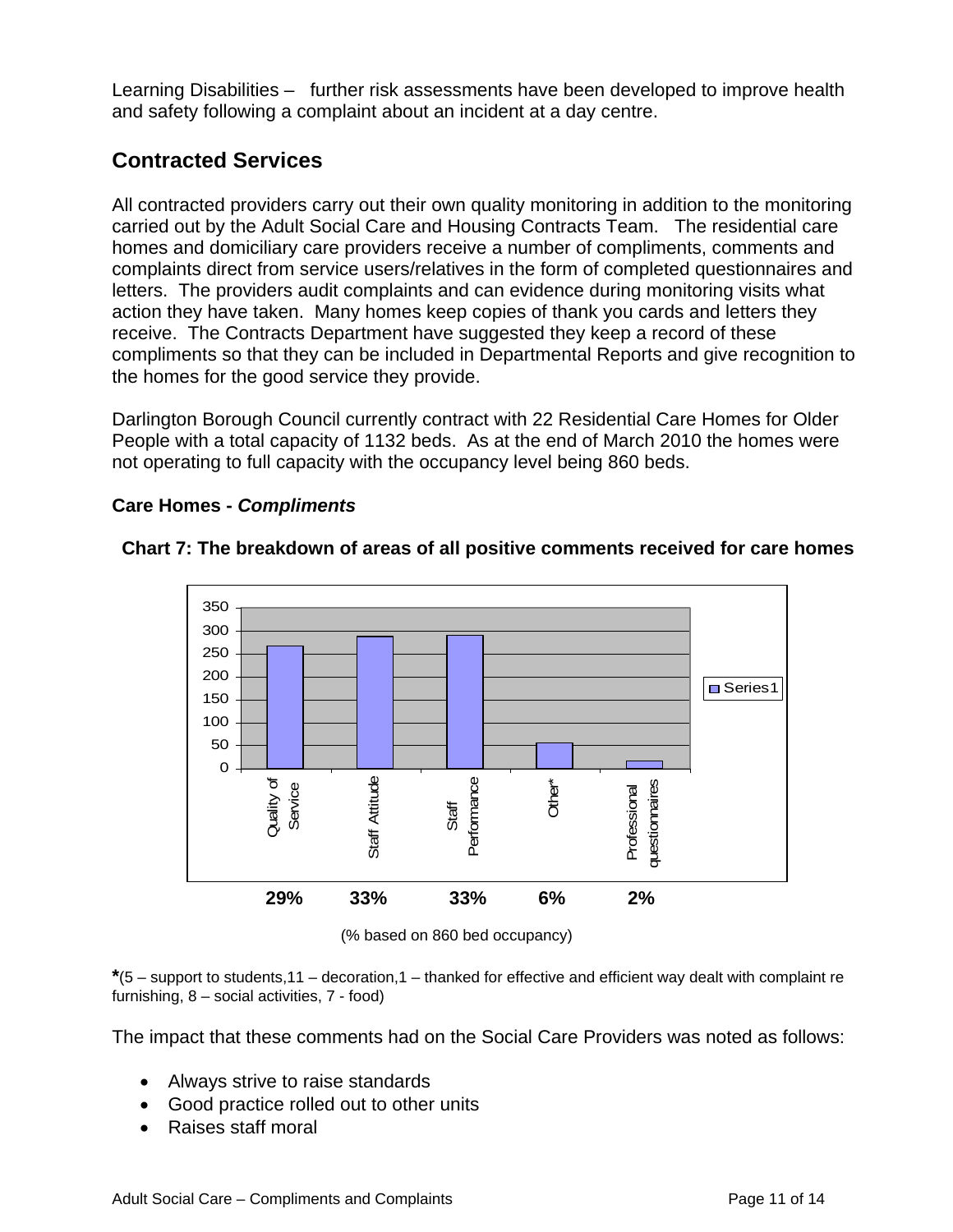Learning Disabilities – further risk assessments have been developed to improve health and safety following a complaint about an incident at a day centre.

## Contracted Services

All contracted providers carry out their own quality monitoring in addition to the monitoring carried out by the Adult Social Care and Housing Contracts Team. The residential care homes and domiciliary care providers receive a number of compliments, comments and complaints direct from service users/relatives in the form of completed questionnaires and letters. The providers audit complaints and can evidence during monitoring visits what action they have taken. Many homes keep copies of thank you cards and letters they receive. The Contracts Department have suggested they keep a record of these compliments so that they can be included in Departmental Reports and give recognition to the homes for the good service they provide.

Darlington Borough Council currently contract with 22 Residential Care Homes for Older People with a total capacity of 1132 beds. As at the end of March 2010 the homes were not operating to full capacity with the occupancy level being 860 beds.

**Care Homes - *Compliments***

**Chart 7: The breakdown of areas of all positive comments received for care homes**

| Quality of Service | Staff Attitude | Staff Performance | Other* | Professional questionnaires |
|---|---|---|---|---|
| **29%** | **33%** | **33%** | **6%** | **2%** |

(% based on 860 bed occupancy)

***(**5 – support to students,11 – decoration,1 – thanked for effective and efficient way dealt with complaint re furnishing, 8 – social activities, 7 - food)

The impact that these comments had on the Social Care Providers was noted as follows:

- Always strive to raise standards
- Good practice rolled out to other units
- Raises staff moral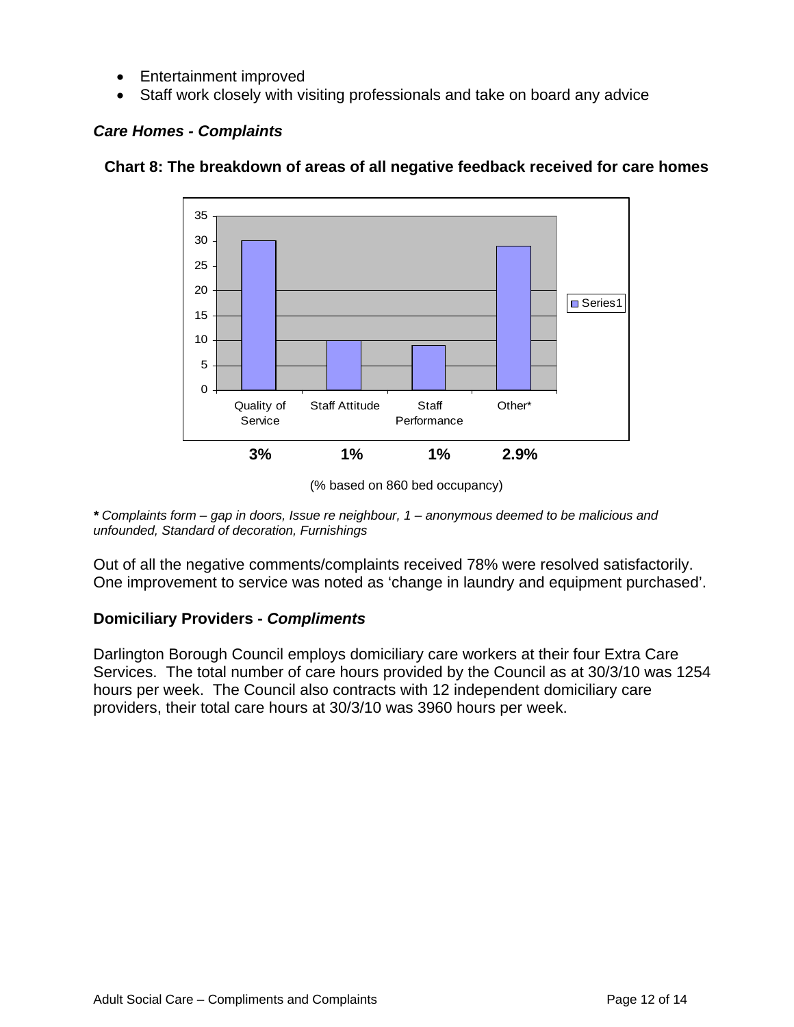- Entertainment improved
- Staff work closely with visiting professionals and take on board any advice

### *Care Homes - Complaints*

**Chart 8: The breakdown of areas of all negative feedback received for care homes**

| Quality of Service | Staff Attitude | Staff Performance | Other* |
|---|---|---|---|
| 30 | 10 | 9 | 29 |
| **3%** | **1%** | **1%** | **2.9%** |

(% based on 860 bed occupancy)

***** *Complaints form – gap in doors, Issue re neighbour, 1 – anonymous deemed to be malicious and unfounded, Standard of decoration, Furnishings*

Out of all the negative comments/complaints received 78% were resolved satisfactorily. One improvement to service was noted as 'change in laundry and equipment purchased'.

### **Domiciliary Providers -** ***Compliments***

Darlington Borough Council employs domiciliary care workers at their four Extra Care Services. The total number of care hours provided by the Council as at 30/3/10 was 1254 hours per week. The Council also contracts with 12 independent domiciliary care providers, their total care hours at 30/3/10 was 3960 hours per week.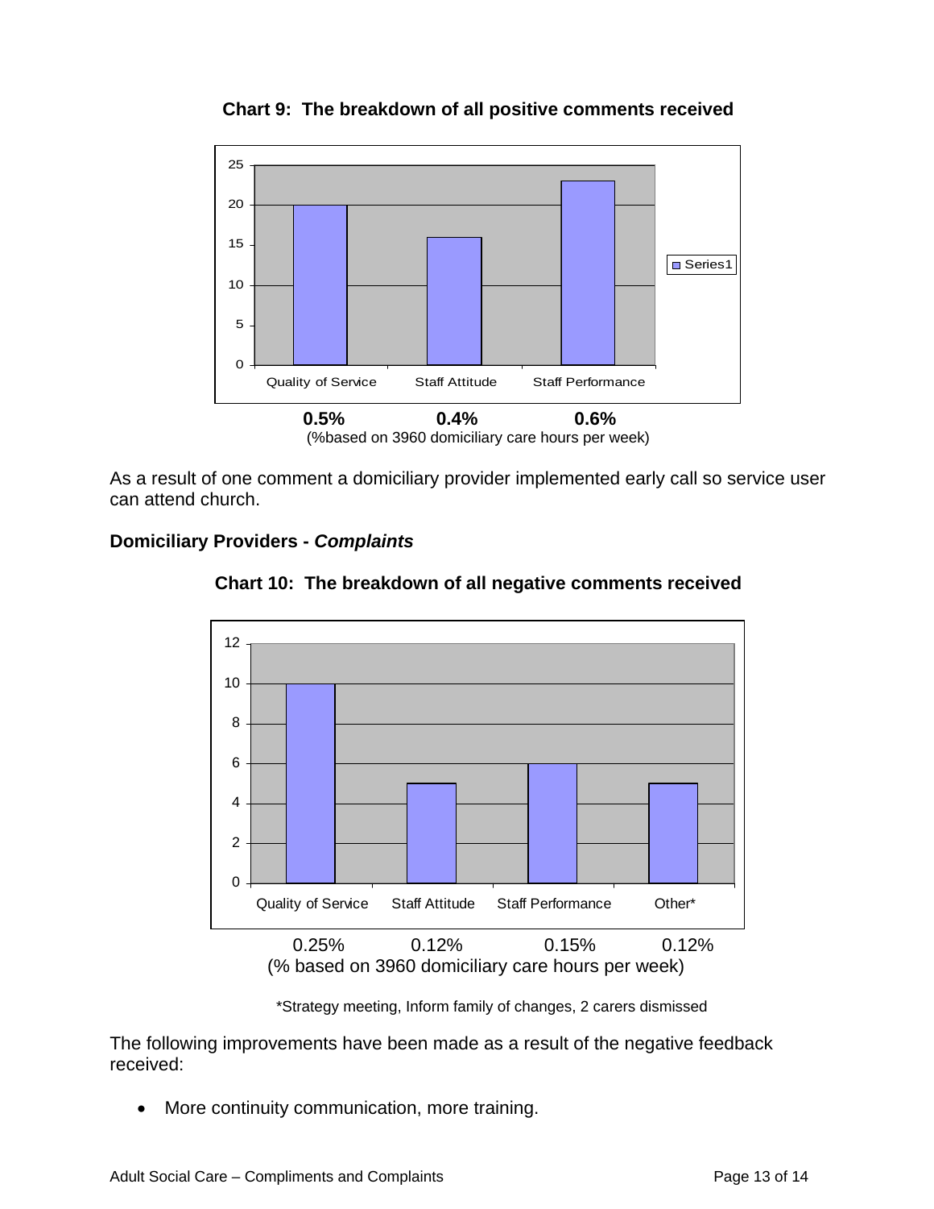**Chart 9: The breakdown of all positive comments received**

| Quality of Service | Staff Attitude | Staff Performance |
|---|---|---|
| 20 | 16 | 23 |
| **0.5%** | **0.4%** | **0.6%** |

(%based on 3960 domiciliary care hours per week)

As a result of one comment a domiciliary provider implemented early call so service user can attend church.

### Domiciliary Providers - *Complaints*

**Chart 10: The breakdown of all negative comments received**

| Quality of Service | Staff Attitude | Staff Performance | Other* |
|---|---|---|---|
| 10 | 5 | 6 | 5 |
| 0.25% | 0.12% | 0.15% | 0.12% |

(% based on 3960 domiciliary care hours per week)

*Strategy meeting, Inform family of changes, 2 carers dismissed

The following improvements have been made as a result of the negative feedback received:

- More continuity communication, more training.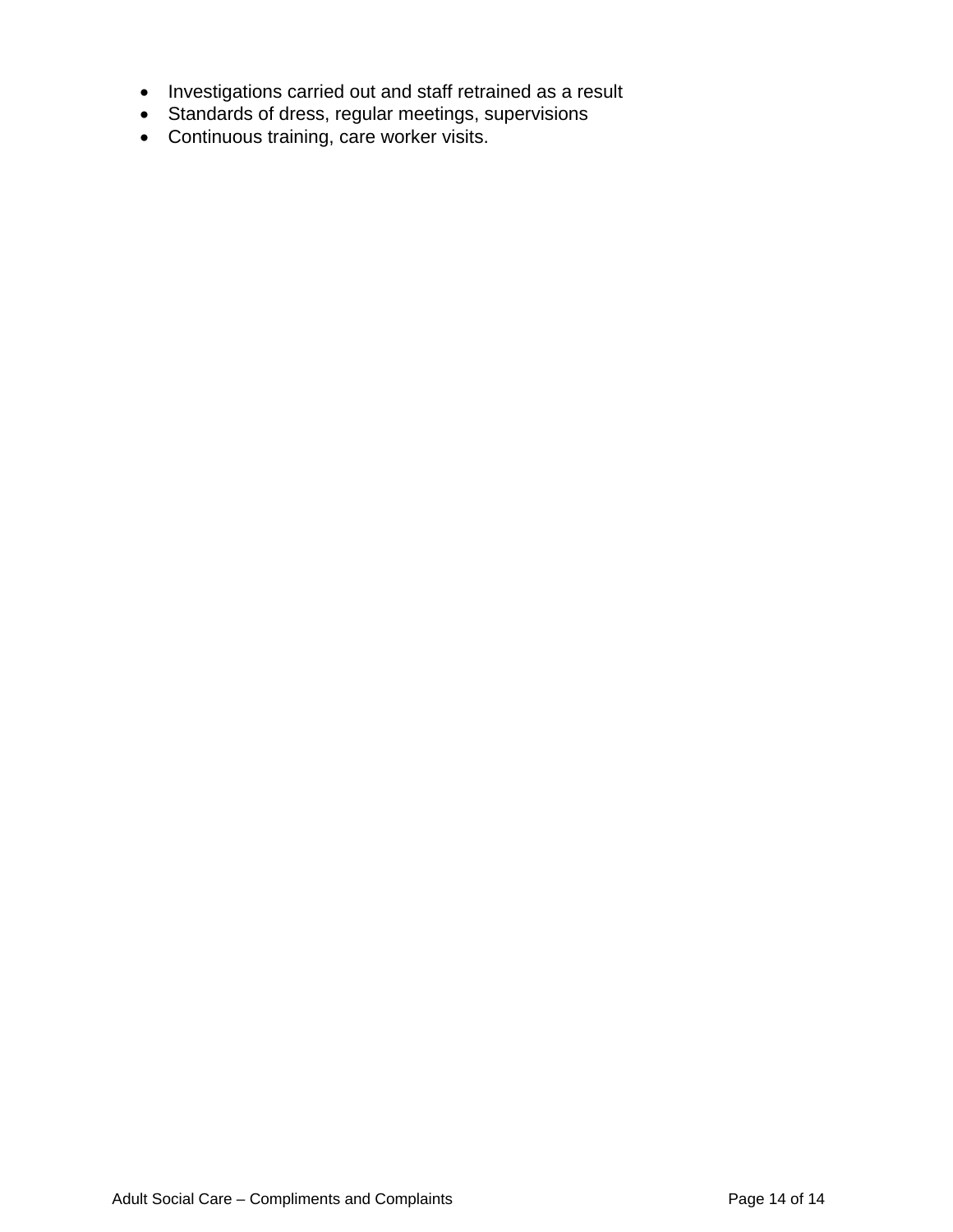- Investigations carried out and staff retrained as a result
- Standards of dress, regular meetings, supervisions
- Continuous training, care worker visits.